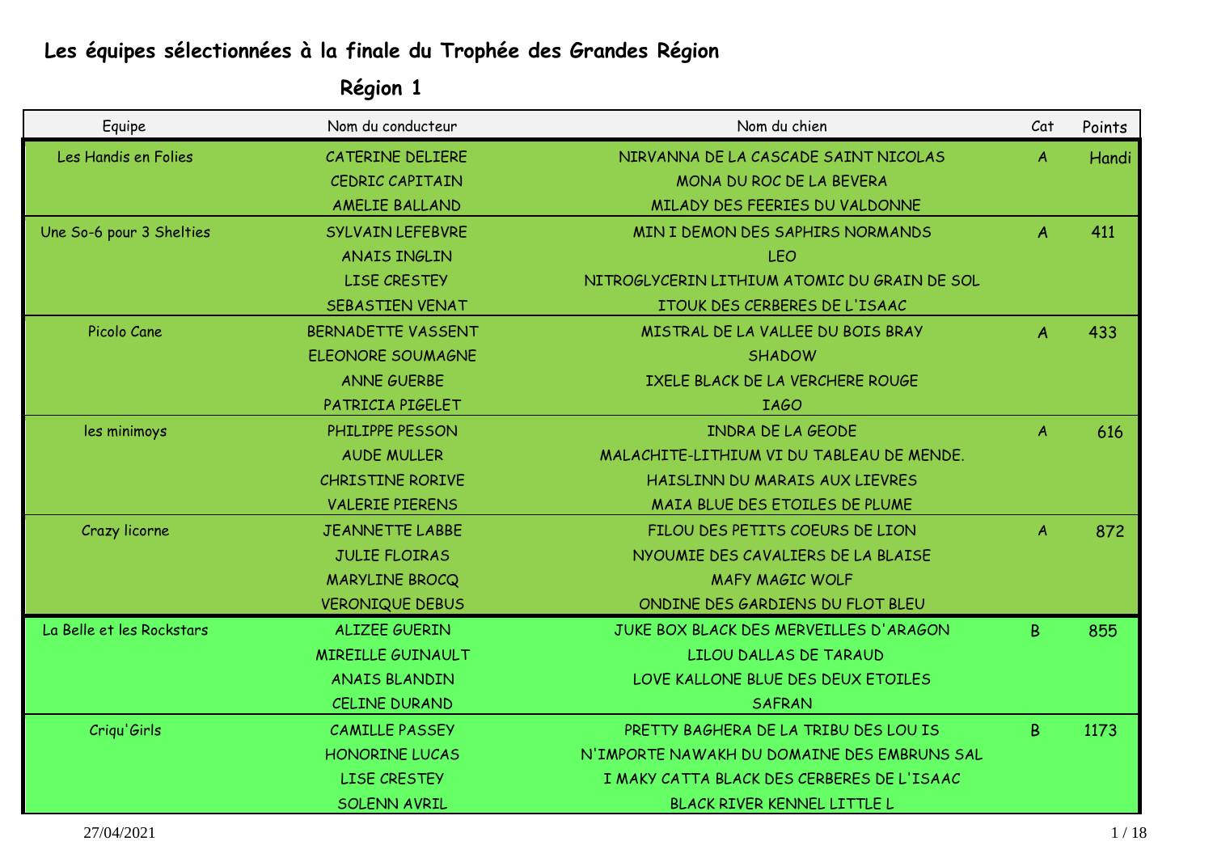## Les équipes sélectionnées à la finale du Trophée des Grandes Région

### Région 1

| Equipe | Nom du conducteur | Nom du chien | Cat | Points |
|---|---|---|---|---|
| Les Handis en Folies | CATERINE DELIERE | NIRVANNA DE LA CASCADE SAINT NICOLAS | A | Handi |
| | CEDRIC CAPITAIN | MONA DU ROC DE LA BEVERA | | |
| | AMELIE BALLAND | MILADY DES FEERIES DU VALDONNE | | |
| Une So-6 pour 3 Shelties | SYLVAIN LEFEBVRE | MIN I DEMON DES SAPHIRS NORMANDS | A | 411 |
| | ANAIS INGLIN | LEO | | |
| | LISE CRESTEY | NITROGLYCERIN LITHIUM ATOMIC DU GRAIN DE SOL | | |
| | SEBASTIEN VENAT | ITOUK DES CERBERES DE L'ISAAC | | |
| Picolo Cane | BERNADETTE VASSENT | MISTRAL DE LA VALLEE DU BOIS BRAY | A | 433 |
| | ELEONORE SOUMAGNE | SHADOW | | |
| | ANNE GUERBE | IXELE BLACK DE LA VERCHERE ROUGE | | |
| | PATRICIA PIGELET | IAGO | | |
| les minimoys | PHILIPPE PESSON | INDRA DE LA GEODE | A | 616 |
| | AUDE MULLER | MALACHITE-LITHIUM VI DU TABLEAU DE MENDE. | | |
| | CHRISTINE RORIVE | HAISLINN DU MARAIS AUX LIEVRES | | |
| | VALERIE PIERENS | MAIA BLUE DES ETOILES DE PLUME | | |
| Crazy licorne | JEANNETTE LABBE | FILOU DES PETITS COEURS DE LION | A | 872 |
| | JULIE FLOIRAS | NYOUMIE DES CAVALIERS DE LA BLAISE | | |
| | MARYLINE BROCQ | MAFY MAGIC WOLF | | |
| | VERONIQUE DEBUS | ONDINE DES GARDIENS DU FLOT BLEU | | |
| La Belle et les Rockstars | ALIZEE GUERIN | JUKE BOX BLACK DES MERVEILLES D'ARAGON | B | 855 |
| | MIREILLE GUINAULT | LILOU DALLAS DE TARAUD | | |
| | ANAIS BLANDIN | LOVE KALLONE BLUE DES DEUX ETOILES | | |
| | CELINE DURAND | SAFRAN | | |
| Criqu'Girls | CAMILLE PASSEY | PRETTY BAGHERA DE LA TRIBU DES LOU IS | B | 1173 |
| | HONORINE LUCAS | N'IMPORTE NAWAKH DU DOMAINE DES EMBRUNS SAL | | |
| | LISE CRESTEY | I MAKY CATTA BLACK DES CERBERES DE L'ISAAC | | |
| | SOLENN AVRIL | BLACK RIVER KENNEL LITTLE L | | |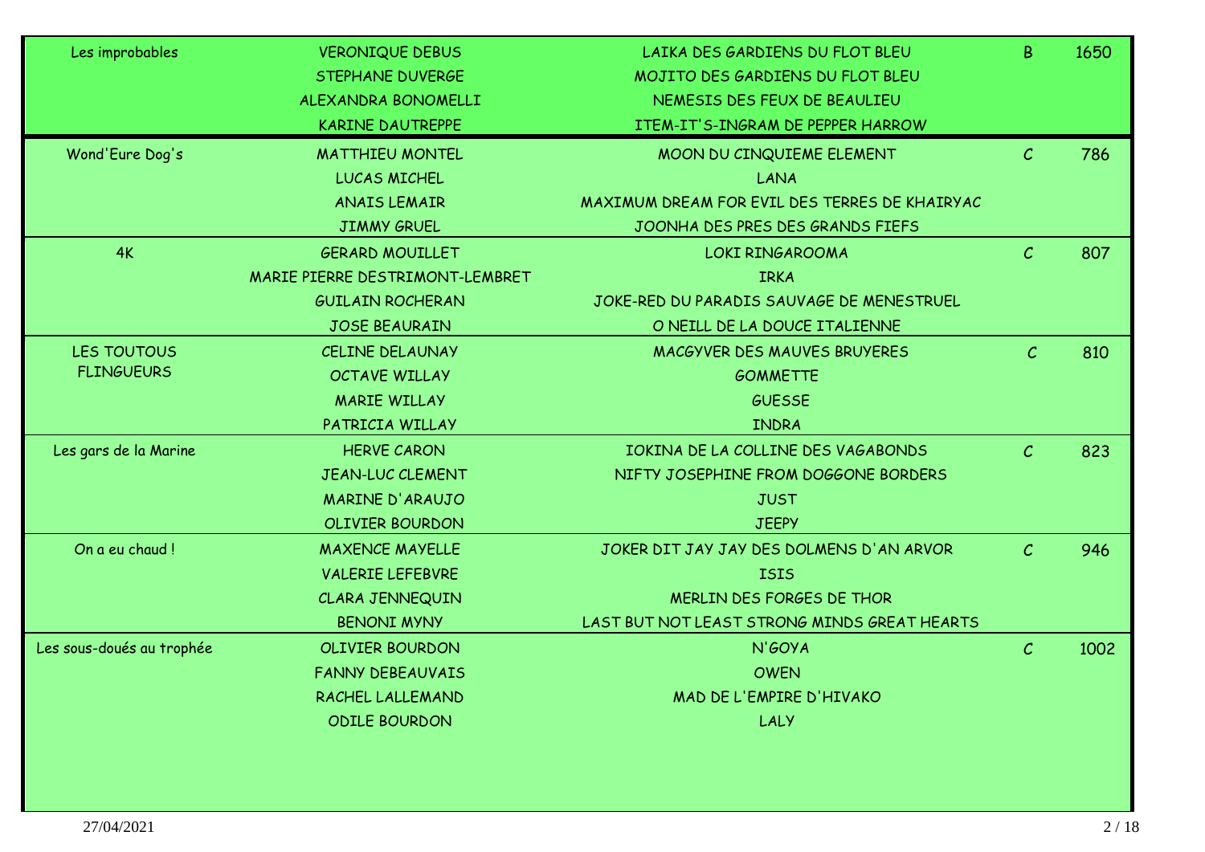| | | | | |
|---|---|---|---|---|
| Les improbables | VERONIQUE DEBUS | LAIKA DES GARDIENS DU FLOT BLEU | B | 1650 |
| | STEPHANE DUVERGE | MOJITO DES GARDIENS DU FLOT BLEU | | |
| | ALEXANDRA BONOMELLI | NEMESIS DES FEUX DE BEAULIEU | | |
| | KARINE DAUTREPPE | ITEM-IT'S-INGRAM DE PEPPER HARROW | | |
| Wond'Eure Dog's | MATTHIEU MONTEL | MOON DU CINQUIEME ELEMENT | C | 786 |
| | LUCAS MICHEL | LANA | | |
| | ANAIS LEMAIR | MAXIMUM DREAM FOR EVIL DES TERRES DE KHAIRYAC | | |
| | JIMMY GRUEL | JOONHA DES PRES DES GRANDS FIEFS | | |
| 4K | GERARD MOUILLET | LOKI RINGAROOMA | C | 807 |
| | MARIE PIERRE DESTRIMONT-LEMBRET | IRKA | | |
| | GUILAIN ROCHERAN | JOKE-RED DU PARADIS SAUVAGE DE MENESTRUEL | | |
| | JOSE BEAURAIN | O NEILL DE LA DOUCE ITALIENNE | | |
| LES TOUTOUS FLINGUEURS | CELINE DELAUNAY | MACGYVER DES MAUVES BRUYERES | C | 810 |
| | OCTAVE WILLAY | GOMMETTE | | |
| | MARIE WILLAY | GUESSE | | |
| | PATRICIA WILLAY | INDRA | | |
| Les gars de la Marine | HERVE CARON | IOKINA DE LA COLLINE DES VAGABONDS | C | 823 |
| | JEAN-LUC CLEMENT | NIFTY JOSEPHINE FROM DOGGONE BORDERS | | |
| | MARINE D'ARAUJO | JUST | | |
| | OLIVIER BOURDON | JEEPY | | |
| On a eu chaud ! | MAXENCE MAYELLE | JOKER DIT JAY JAY DES DOLMENS D'AN ARVOR | C | 946 |
| | VALERIE LEFEBVRE | ISIS | | |
| | CLARA JENNEQUIN | MERLIN DES FORGES DE THOR | | |
| | BENONI MYNY | LAST BUT NOT LEAST STRONG MINDS GREAT HEARTS | | |
| Les sous-doués au trophée | OLIVIER BOURDON | N'GOYA | C | 1002 |
| | FANNY DEBEAUVAIS | OWEN | | |
| | RACHEL LALLEMAND | MAD DE L'EMPIRE D'HIVAKO | | |
| | ODILE BOURDON | LALY | | |

27/04/2021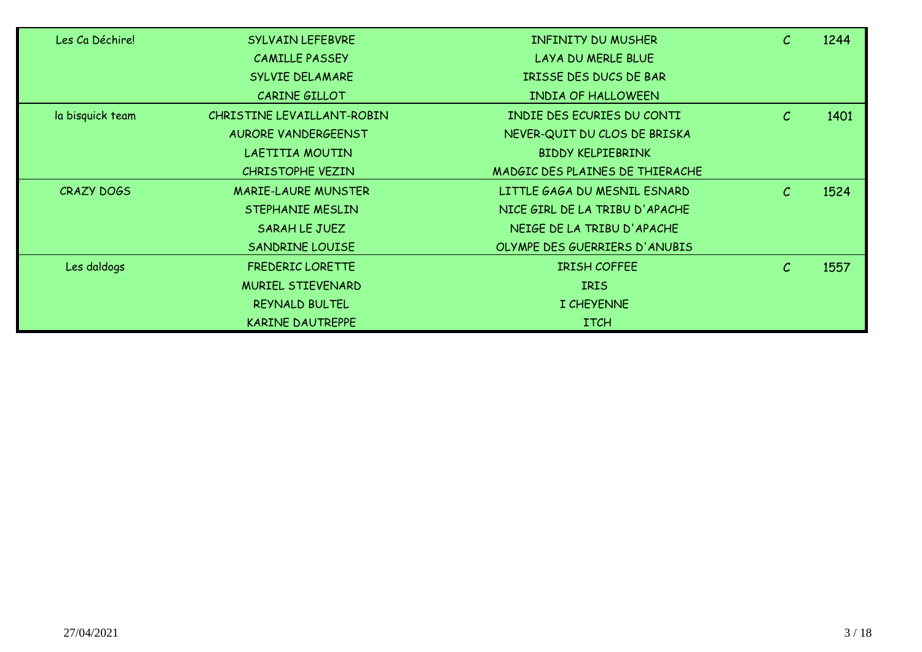| | | | | |
|---|---|---|---|---|
| Les Ca Déchire! | SYLVAIN LEFEBVRE | INFINITY DU MUSHER | C | 1244 |
| | CAMILLE PASSEY | LAYA DU MERLE BLUE | | |
| | SYLVIE DELAMARE | IRISSE DES DUCS DE BAR | | |
| | CARINE GILLOT | INDIA OF HALLOWEEN | | |
| la bisquick team | CHRISTINE LEVAILLANT-ROBIN | INDIE DES ECURIES DU CONTI | C | 1401 |
| | AURORE VANDERGEENST | NEVER-QUIT DU CLOS DE BRISKA | | |
| | LAETITIA MOUTIN | BIDDY KELPIEBRINK | | |
| | CHRISTOPHE VEZIN | MADGIC DES PLAINES DE THIERACHE | | |
| CRAZY DOGS | MARIE-LAURE MUNSTER | LITTLE GAGA DU MESNIL ESNARD | C | 1524 |
| | STEPHANIE MESLIN | NICE GIRL DE LA TRIBU D'APACHE | | |
| | SARAH LE JUEZ | NEIGE DE LA TRIBU D'APACHE | | |
| | SANDRINE LOUISE | OLYMPE DES GUERRIERS D'ANUBIS | | |
| Les daldogs | FREDERIC LORETTE | IRISH COFFEE | C | 1557 |
| | MURIEL STIEVENARD | IRIS | | |
| | REYNALD BULTEL | I CHEYENNE | | |
| | KARINE DAUTREPPE | ITCH | | |

27/04/2021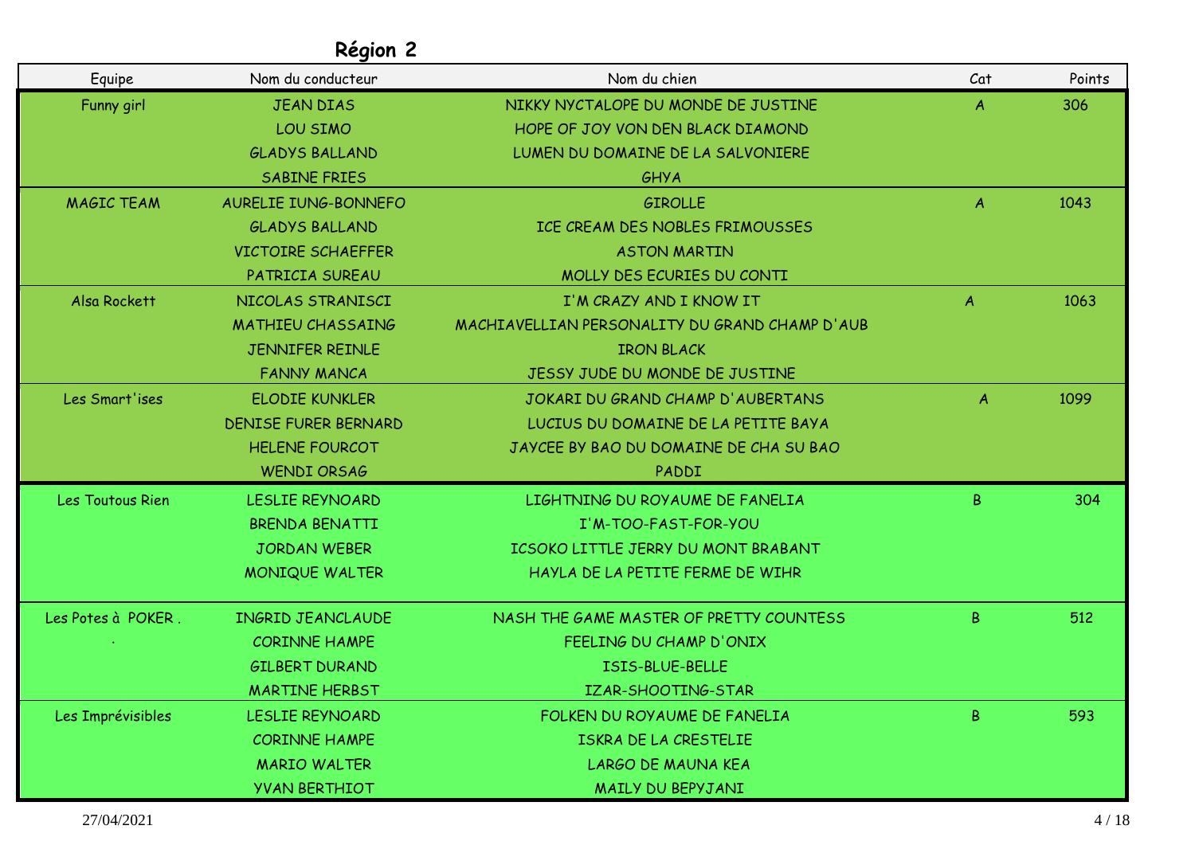## Région 2

| Equipe | Nom du conducteur | Nom du chien | Cat | Points |
|---|---|---|---|---|
| Funny girl | JEAN DIAS | NIKKY NYCTALOPE DU MONDE DE JUSTINE | A | 306 |
| | LOU SIMO | HOPE OF JOY VON DEN BLACK DIAMOND | | |
| | GLADYS BALLAND | LUMEN DU DOMAINE DE LA SALVONIERE | | |
| | SABINE FRIES | GHYA | | |
| MAGIC TEAM | AURELIE IUNG-BONNEFO | GIROLLE | A | 1043 |
| | GLADYS BALLAND | ICE CREAM DES NOBLES FRIMOUSSES | | |
| | VICTOIRE SCHAEFFER | ASTON MARTIN | | |
| | PATRICIA SUREAU | MOLLY DES ECURIES DU CONTI | | |
| Alsa Rockett | NICOLAS STRANISCI | I'M CRAZY AND I KNOW IT | A | 1063 |
| | MATHIEU CHASSAING | MACHIAVELLIAN PERSONALITY DU GRAND CHAMP D'AUB | | |
| | JENNIFER REINLE | IRON BLACK | | |
| | FANNY MANCA | JESSY JUDE DU MONDE DE JUSTINE | | |
| Les Smart'ises | ELODIE KUNKLER | JOKARI DU GRAND CHAMP D'AUBERTANS | A | 1099 |
| | DENISE FURER BERNARD | LUCIUS DU DOMAINE DE LA PETITE BAYA | | |
| | HELENE FOURCOT | JAYCEE BY BAO DU DOMAINE DE CHA SU BAO | | |
| | WENDI ORSAG | PADDI | | |
| Les Toutous Rien | LESLIE REYNOARD | LIGHTNING DU ROYAUME DE FANELIA | B | 304 |
| | BRENDA BENATTI | I'M-TOO-FAST-FOR-YOU | | |
| | JORDAN WEBER | ICSOKO LITTLE JERRY DU MONT BRABANT | | |
| | MONIQUE WALTER | HAYLA DE LA PETITE FERME DE WIHR | | |
| Les Potes à POKER . | INGRID JEANCLAUDE | NASH THE GAME MASTER OF PRETTY COUNTESS | B | 512 |
| . | CORINNE HAMPE | FEELING DU CHAMP D'ONIX | | |
| | GILBERT DURAND | ISIS-BLUE-BELLE | | |
| | MARTINE HERBST | IZAR-SHOOTING-STAR | | |
| Les Imprévisibles | LESLIE REYNOARD | FOLKEN DU ROYAUME DE FANELIA | B | 593 |
| | CORINNE HAMPE | ISKRA DE LA CRESTELIE | | |
| | MARIO WALTER | LARGO DE MAUNA KEA | | |
| | YVAN BERTHIOT | MAILY DU BEPYJANI | | |

27/04/2021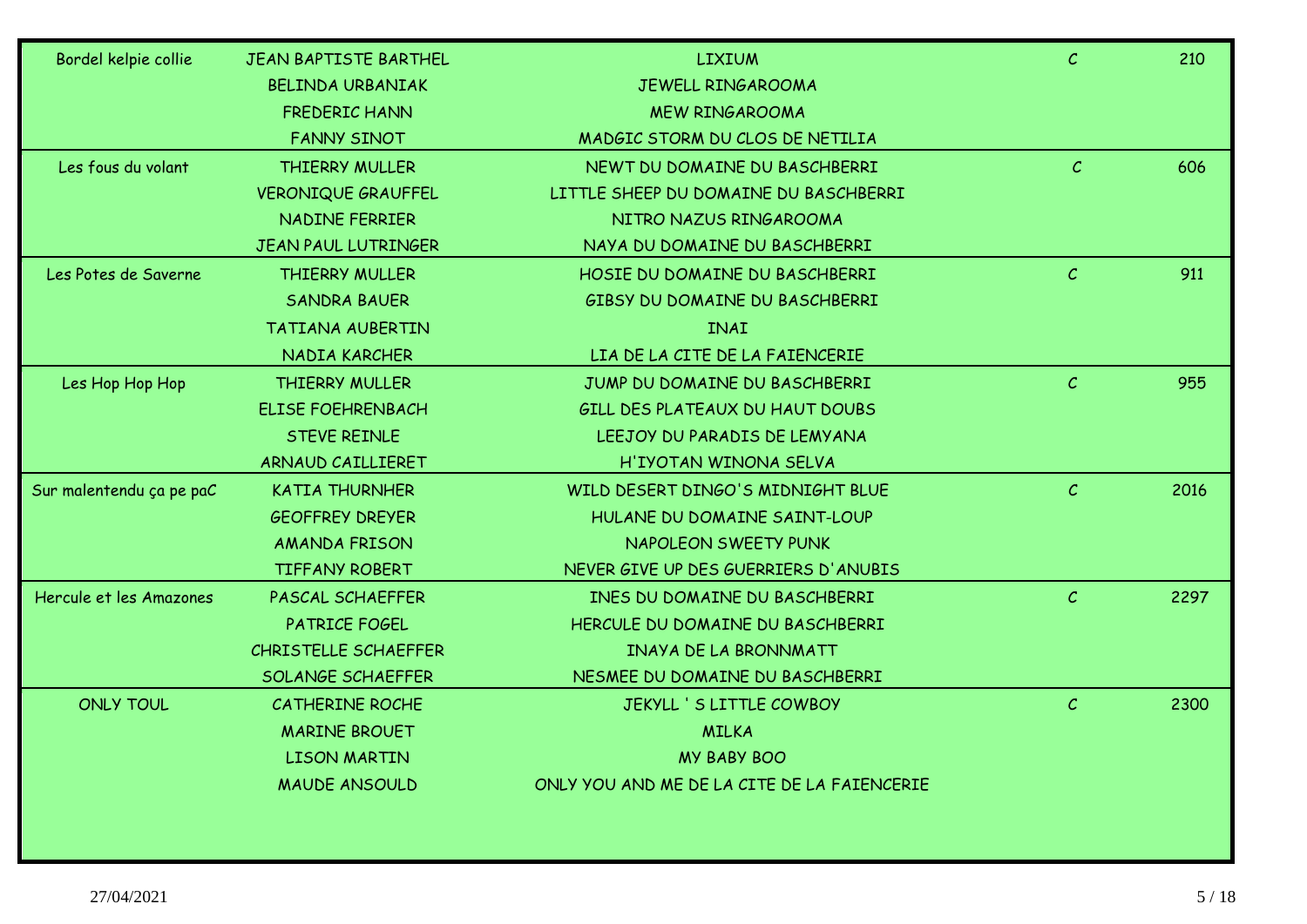| | | | | |
|---|---|---|---|---|
| Bordel kelpie collie | JEAN BAPTISTE BARTHEL | LIXIUM | C | 210 |
| | BELINDA URBANIAK | JEWELL RINGAROOMA | | |
| | FREDERIC HANN | MEW RINGAROOMA | | |
| | FANNY SINOT | MADGIC STORM DU CLOS DE NETILIA | | |
| Les fous du volant | THIERRY MULLER | NEWT DU DOMAINE DU BASCHBERRI | C | 606 |
| | VERONIQUE GRAUFFEL | LITTLE SHEEP DU DOMAINE DU BASCHBERRI | | |
| | NADINE FERRIER | NITRO NAZUS RINGAROOMA | | |
| | JEAN PAUL LUTRINGER | NAYA DU DOMAINE DU BASCHBERRI | | |
| Les Potes de Saverne | THIERRY MULLER | HOSIE DU DOMAINE DU BASCHBERRI | C | 911 |
| | SANDRA BAUER | GIBSY DU DOMAINE DU BASCHBERRI | | |
| | TATIANA AUBERTIN | INAI | | |
| | NADIA KARCHER | LIA DE LA CITE DE LA FAIENCERIE | | |
| Les Hop Hop Hop | THIERRY MULLER | JUMP DU DOMAINE DU BASCHBERRI | C | 955 |
| | ELISE FOEHRENBACH | GILL DES PLATEAUX DU HAUT DOUBS | | |
| | STEVE REINLE | LEEJOY DU PARADIS DE LEMYANA | | |
| | ARNAUD CAILLIERET | H'IYOTAN WINONA SELVA | | |
| Sur malentendu ça pe paC | KATIA THURNHER | WILD DESERT DINGO'S MIDNIGHT BLUE | C | 2016 |
| | GEOFFREY DREYER | HULANE DU DOMAINE SAINT-LOUP | | |
| | AMANDA FRISON | NAPOLEON SWEETY PUNK | | |
| | TIFFANY ROBERT | NEVER GIVE UP DES GUERRIERS D'ANUBIS | | |
| Hercule et les Amazones | PASCAL SCHAEFFER | INES DU DOMAINE DU BASCHBERRI | C | 2297 |
| | PATRICE FOGEL | HERCULE DU DOMAINE DU BASCHBERRI | | |
| | CHRISTELLE SCHAEFFER | INAYA DE LA BRONNMATT | | |
| | SOLANGE SCHAEFFER | NESMEE DU DOMAINE DU BASCHBERRI | | |
| ONLY TOUL | CATHERINE ROCHE | JEKYLL ' S LITTLE COWBOY | C | 2300 |
| | MARINE BROUET | MILKA | | |
| | LISON MARTIN | MY BABY BOO | | |
| | MAUDE ANSOULD | ONLY YOU AND ME DE LA CITE DE LA FAIENCERIE | | |

27/04/2021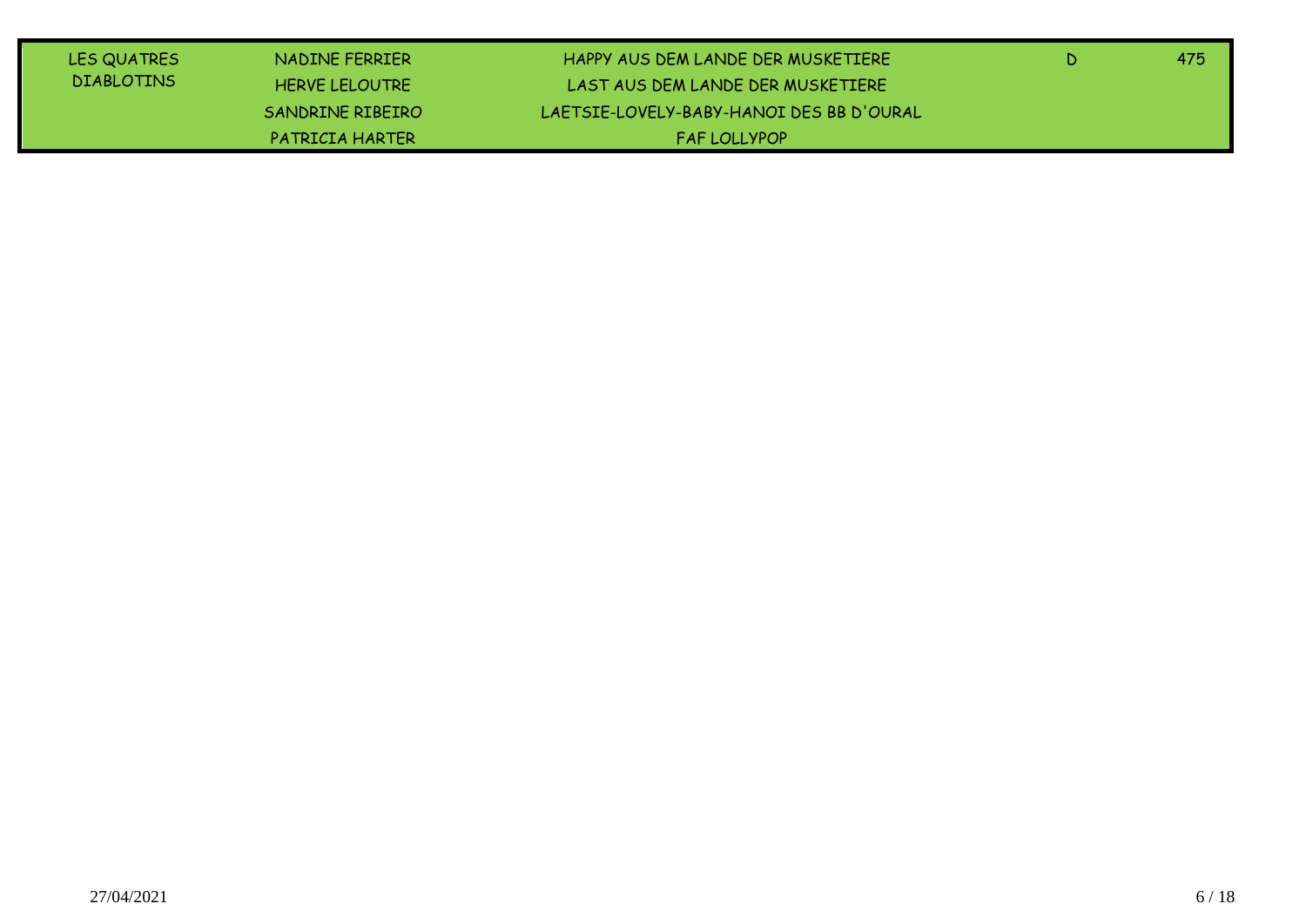| | | | | |
|---|---|---|---|---|
| LES QUATRES DIABLOTINS | NADINE FERRIER | HAPPY AUS DEM LANDE DER MUSKETIERE | D | 475 |
| | HERVE LELOUTRE | LAST AUS DEM LANDE DER MUSKETIERE | | |
| | SANDRINE RIBEIRO | LAETSIE-LOVELY-BABY-HANOI DES BB D'OURAL | | |
| | PATRICIA HARTER | FAF LOLLYPOP | | |

27/04/2021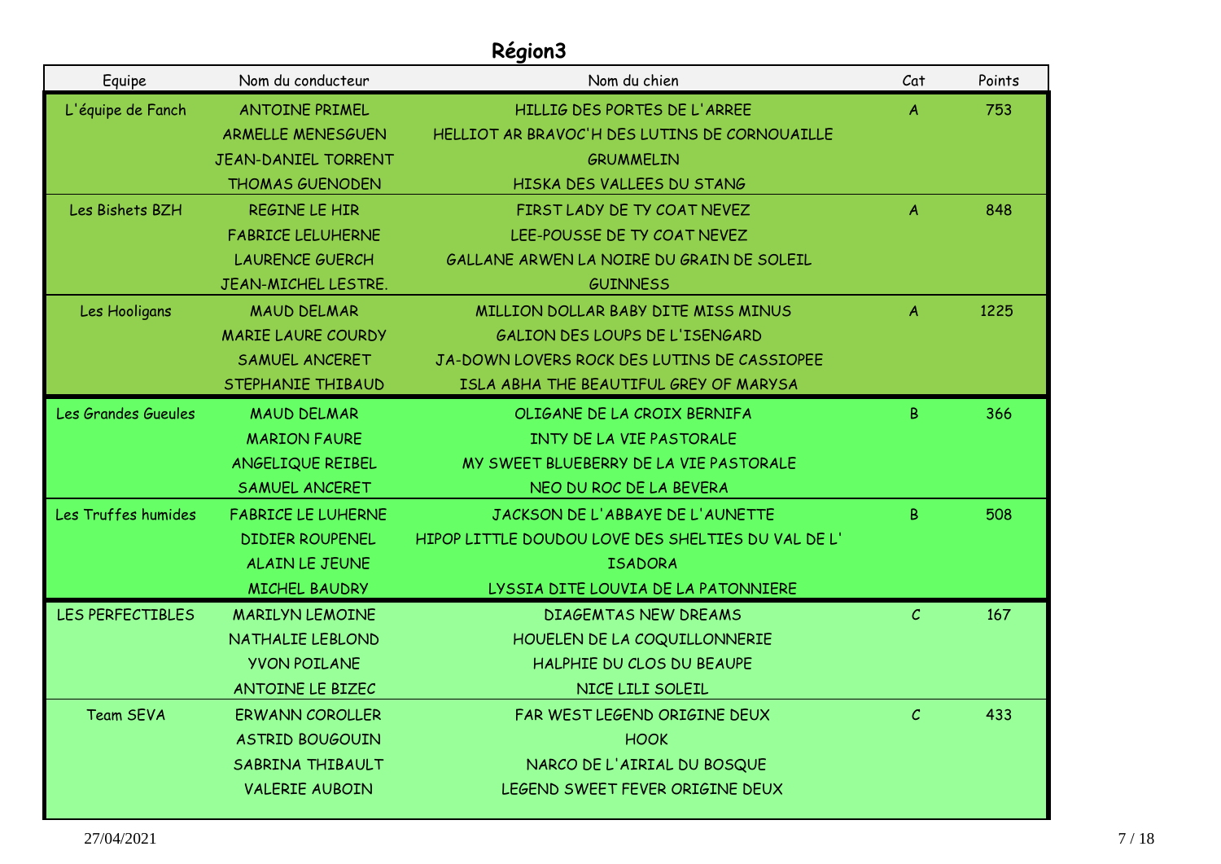# Région3

| Equipe | Nom du conducteur | Nom du chien | Cat | Points |
|---|---|---|---|---|
| L'équipe de Fanch | ANTOINE PRIMEL | HILLIG DES PORTES DE L'ARREE | A | 753 |
| | ARMELLE MENESGUEN | HELLIOT AR BRAVOC'H DES LUTINS DE CORNOUAILLE | | |
| | JEAN-DANIEL TORRENT | GRUMMELIN | | |
| | THOMAS GUENODEN | HISKA DES VALLEES DU STANG | | |
| Les Bishets BZH | REGINE LE HIR | FIRST LADY DE TY COAT NEVEZ | A | 848 |
| | FABRICE LELUHERNE | LEE-POUSSE DE TY COAT NEVEZ | | |
| | LAURENCE GUERCH | GALLANE ARWEN LA NOIRE DU GRAIN DE SOLEIL | | |
| | JEAN-MICHEL LESTRE. | GUINNESS | | |
| Les Hooligans | MAUD DELMAR | MILLION DOLLAR BABY DITE MISS MINUS | A | 1225 |
| | MARIE LAURE COURDY | GALION DES LOUPS DE L'ISENGARD | | |
| | SAMUEL ANCERET | JA-DOWN LOVERS ROCK DES LUTINS DE CASSIOPEE | | |
| | STEPHANIE THIBAUD | ISLA ABHA THE BEAUTIFUL GREY OF MARYSA | | |
| Les Grandes Gueules | MAUD DELMAR | OLIGANE DE LA CROIX BERNIFA | B | 366 |
| | MARION FAURE | INTY DE LA VIE PASTORALE | | |
| | ANGELIQUE REIBEL | MY SWEET BLUEBERRY DE LA VIE PASTORALE | | |
| | SAMUEL ANCERET | NEO DU ROC DE LA BEVERA | | |
| Les Truffes humides | FABRICE LE LUHERNE | JACKSON DE L'ABBAYE DE L'AUNETTE | B | 508 |
| | DIDIER ROUPENEL | HIPOP LITTLE DOUDOU LOVE DES SHELTIES DU VAL DE L' | | |
| | ALAIN LE JEUNE | ISADORA | | |
| | MICHEL BAUDRY | LYSSIA DITE LOUVIA DE LA PATONNIERE | | |
| LES PERFECTIBLES | MARILYN LEMOINE | DIAGEMTAS NEW DREAMS | C | 167 |
| | NATHALIE LEBLOND | HOUELEN DE LA COQUILLONNERIE | | |
| | YVON POILANE | HALPHIE DU CLOS DU BEAUPE | | |
| | ANTOINE LE BIZEC | NICE LILI SOLEIL | | |
| Team SEVA | ERWANN COROLLER | FAR WEST LEGEND ORIGINE DEUX | C | 433 |
| | ASTRID BOUGOUIN | HOOK | | |
| | SABRINA THIBAULT | NARCO DE L'AIRIAL DU BOSQUE | | |
| | VALERIE AUBOIN | LEGEND SWEET FEVER ORIGINE DEUX | | |

27/04/2021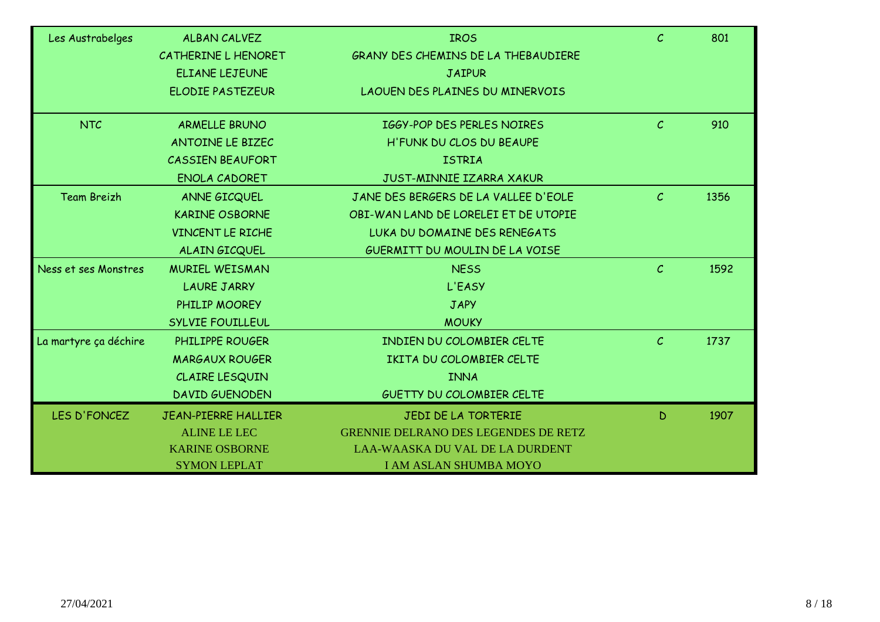| | | | | |
|---|---|---|---|---|
| Les Austrabelges | ALBAN CALVEZ | IROS | C | 801 |
| | CATHERINE L HENORET | GRANY DES CHEMINS DE LA THEBAUDIERE | | |
| | ELIANE LEJEUNE | JAIPUR | | |
| | ELODIE PASTEZEUR | LAOUEN DES PLAINES DU MINERVOIS | | |
| NTC | ARMELLE BRUNO | IGGY-POP DES PERLES NOIRES | C | 910 |
| | ANTOINE LE BIZEC | H'FUNK DU CLOS DU BEAUPE | | |
| | CASSIEN BEAUFORT | ISTRIA | | |
| | ENOLA CADORET | JUST-MINNIE IZARRA XAKUR | | |
| Team Breizh | ANNE GICQUEL | JANE DES BERGERS DE LA VALLEE D'EOLE | C | 1356 |
| | KARINE OSBORNE | OBI-WAN LAND DE LORELEI ET DE UTOPIE | | |
| | VINCENT LE RICHE | LUKA DU DOMAINE DES RENEGATS | | |
| | ALAIN GICQUEL | GUERMITT DU MOULIN DE LA VOISE | | |
| Ness et ses Monstres | MURIEL WEISMAN | NESS | C | 1592 |
| | LAURE JARRY | L'EASY | | |
| | PHILIP MOOREY | JAPY | | |
| | SYLVIE FOUILLEUL | MOUKY | | |
| La martyre ça déchire | PHILIPPE ROUGER | INDIEN DU COLOMBIER CELTE | C | 1737 |
| | MARGAUX ROUGER | IKITA DU COLOMBIER CELTE | | |
| | CLAIRE LESQUIN | INNA | | |
| | DAVID GUENODEN | GUETTY DU COLOMBIER CELTE | | |
| LES D'FONCEZ | JEAN-PIERRE HALLIER | JEDI DE LA TORTERIE | D | 1907 |
| | ALINE LE LEC | GRENNIE DELRANO DES LEGENDES DE RETZ | | |
| | KARINE OSBORNE | LAA-WAASKA DU VAL DE LA DURDENT | | |
| | SYMON LEPLAT | I AM ASLAN SHUMBA MOYO | | |

27/04/2021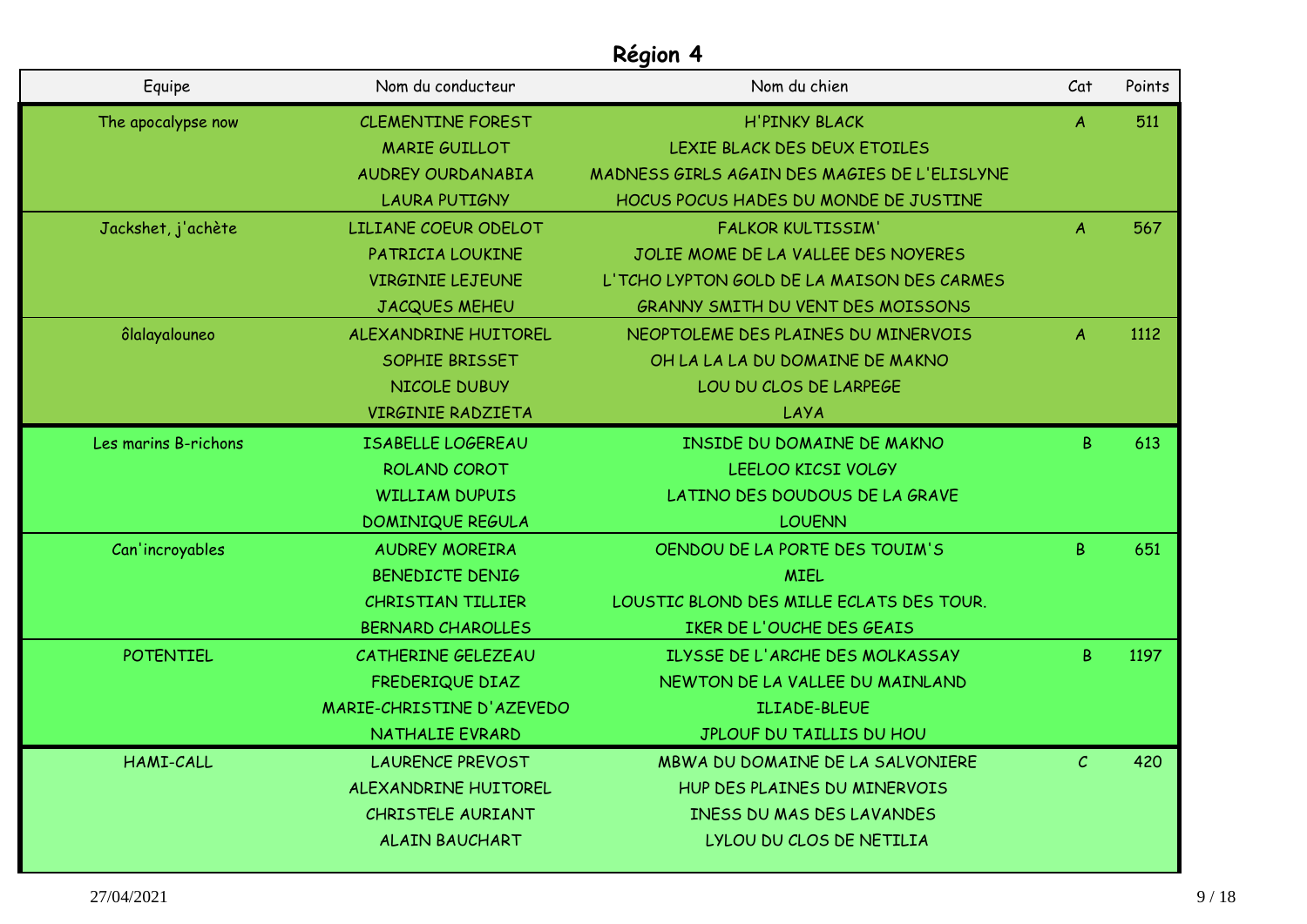## Région 4

| Equipe | Nom du conducteur | Nom du chien | Cat | Points |
|---|---|---|---|---|
| The apocalypse now | CLEMENTINE FOREST | H'PINKY BLACK | A | 511 |
| | MARIE GUILLOT | LEXIE BLACK DES DEUX ETOILES | | |
| | AUDREY OURDANABIA | MADNESS GIRLS AGAIN DES MAGIES DE L'ELISLYNE | | |
| | LAURA PUTIGNY | HOCUS POCUS HADES DU MONDE DE JUSTINE | | |
| Jackshet, j'achète | LILIANE COEUR ODELOT | FALKOR KULTISSIM' | A | 567 |
| | PATRICIA LOUKINE | JOLIE MOME DE LA VALLEE DES NOYERES | | |
| | VIRGINIE LEJEUNE | L'TCHO LYPTON GOLD DE LA MAISON DES CARMES | | |
| | JACQUES MEHEU | GRANNY SMITH DU VENT DES MOISSONS | | |
| ôlalayalouneo | ALEXANDRINE HUITOREL | NEOPTOLEME DES PLAINES DU MINERVOIS | A | 1112 |
| | SOPHIE BRISSET | OH LA LA LA DU DOMAINE DE MAKNO | | |
| | NICOLE DUBUY | LOU DU CLOS DE LARPEGE | | |
| | VIRGINIE RADZIETA | LAYA | | |
| Les marins B-richons | ISABELLE LOGEREAU | INSIDE DU DOMAINE DE MAKNO | B | 613 |
| | ROLAND COROT | LEELOO KICSI VOLGY | | |
| | WILLIAM DUPUIS | LATINO DES DOUDOUS DE LA GRAVE | | |
| | DOMINIQUE REGULA | LOUENN | | |
| Can'incroyables | AUDREY MOREIRA | OENDOU DE LA PORTE DES TOUIM'S | B | 651 |
| | BENEDICTE DENIG | MIEL | | |
| | CHRISTIAN TILLIER | LOUSTIC BLOND DES MILLE ECLATS DES TOUR. | | |
| | BERNARD CHAROLLES | IKER DE L'OUCHE DES GEAIS | | |
| POTENTIEL | CATHERINE GELEZEAU | ILYSSE DE L'ARCHE DES MOLKASSAY | B | 1197 |
| | FREDERIQUE DIAZ | NEWTON DE LA VALLEE DU MAINLAND | | |
| | MARIE-CHRISTINE D'AZEVEDO | ILIADE-BLEUE | | |
| | NATHALIE EVRARD | JPLOUF DU TAILLIS DU HOU | | |
| HAMI-CALL | LAURENCE PREVOST | MBWA DU DOMAINE DE LA SALVONIERE | C | 420 |
| | ALEXANDRINE HUITOREL | HUP DES PLAINES DU MINERVOIS | | |
| | CHRISTELE AURIANT | INESS DU MAS DES LAVANDES | | |
| | ALAIN BAUCHART | LYLOU DU CLOS DE NETILIA | | |

27/04/2021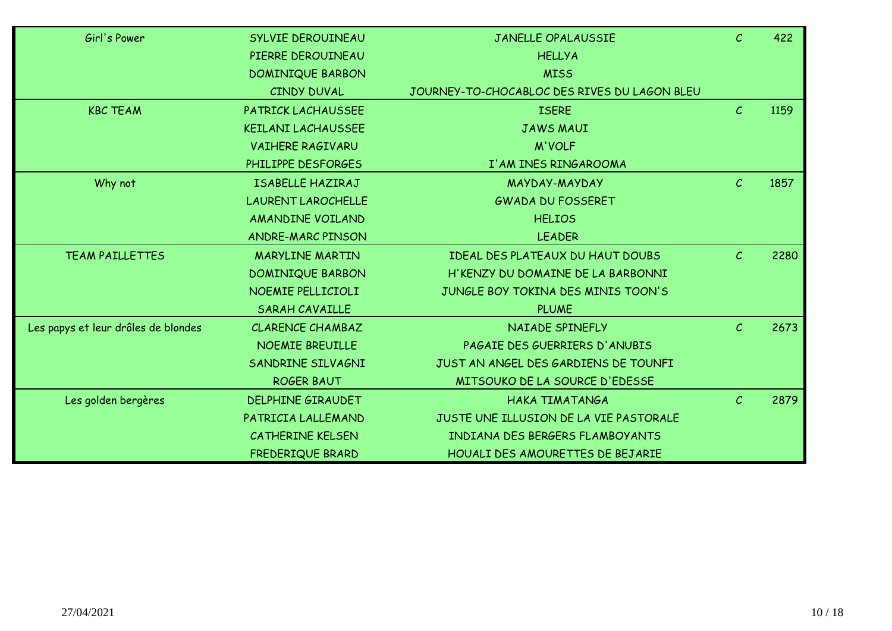| | | | | |
|---|---|---|---|---|
| Girl's Power | SYLVIE DEROUINEAU | JANELLE OPALAUSSIE | C | 422 |
| | PIERRE DEROUINEAU | HELLYA | | |
| | DOMINIQUE BARBON | MISS | | |
| | CINDY DUVAL | JOURNEY-TO-CHOCABLOC DES RIVES DU LAGON BLEU | | |
| KBC TEAM | PATRICK LACHAUSSEE | ISERE | C | 1159 |
| | KEILANI LACHAUSSEE | JAWS MAUI | | |
| | VAIHERE RAGIVARU | M'VOLF | | |
| | PHILIPPE DESFORGES | I'AM INES RINGAROOMA | | |
| Why not | ISABELLE HAZIRAJ | MAYDAY-MAYDAY | C | 1857 |
| | LAURENT LAROCHELLE | GWADA DU FOSSERET | | |
| | AMANDINE VOILAND | HELIOS | | |
| | ANDRE-MARC PINSON | LEADER | | |
| TEAM PAILLETTES | MARYLINE MARTIN | IDEAL DES PLATEAUX DU HAUT DOUBS | C | 2280 |
| | DOMINIQUE BARBON | H'KENZY DU DOMAINE DE LA BARBONNI | | |
| | NOEMIE PELLICIOLI | JUNGLE BOY TOKINA DES MINIS TOON'S | | |
| | SARAH CAVAILLE | PLUME | | |
| Les papys et leur drôles de blondes | CLARENCE CHAMBAZ | NAIADE SPINEFLY | C | 2673 |
| | NOEMIE BREUILLE | PAGAIE DES GUERRIERS D'ANUBIS | | |
| | SANDRINE SILVAGNI | JUST AN ANGEL DES GARDIENS DE TOUNFI | | |
| | ROGER BAUT | MITSOUKO DE LA SOURCE D'EDESSE | | |
| Les golden bergères | DELPHINE GIRAUDET | HAKA TIMATANGA | C | 2879 |
| | PATRICIA LALLEMAND | JUSTE UNE ILLUSION DE LA VIE PASTORALE | | |
| | CATHERINE KELSEN | INDIANA DES BERGERS FLAMBOYANTS | | |
| | FREDERIQUE BRARD | HOUALI DES AMOURETTES DE BEJARIE | | |

27/04/2021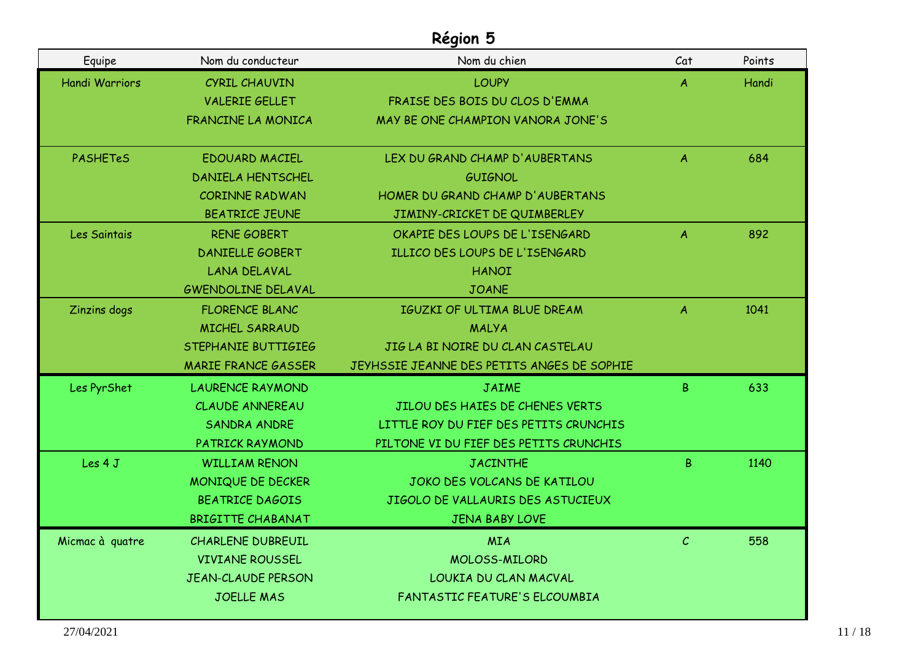## Région 5

| Equipe | Nom du conducteur | Nom du chien | Cat | Points |
|---|---|---|---|---|
| Handi Warriors | CYRIL CHAUVIN | LOUPY | A | Handi |
| | VALERIE GELLET | FRAISE DES BOIS DU CLOS D'EMMA | | |
| | FRANCINE LA MONICA | MAY BE ONE CHAMPION VANORA JONE'S | | |
| PASHETeS | EDOUARD MACIEL | LEX DU GRAND CHAMP D'AUBERTANS | A | 684 |
| | DANIELA HENTSCHEL | GUIGNOL | | |
| | CORINNE RADWAN | HOMER DU GRAND CHAMP D'AUBERTANS | | |
| | BEATRICE JEUNE | JIMINY-CRICKET DE QUIMBERLEY | | |
| Les Saintais | RENE GOBERT | OKAPIE DES LOUPS DE L'ISENGARD | A | 892 |
| | DANIELLE GOBERT | ILLICO DES LOUPS DE L'ISENGARD | | |
| | LANA DELAVAL | HANOI | | |
| | GWENDOLINE DELAVAL | JOANE | | |
| Zinzins dogs | FLORENCE BLANC | IGUZKI OF ULTIMA BLUE DREAM | A | 1041 |
| | MICHEL SARRAUD | MALYA | | |
| | STEPHANIE BUTTIGIEG | JIG LA BI NOIRE DU CLAN CASTELAU | | |
| | MARIE FRANCE GASSER | JEYHSSIE JEANNE DES PETITS ANGES DE SOPHIE | | |
| Les PyrShet | LAURENCE RAYMOND | JAIME | B | 633 |
| | CLAUDE ANNEREAU | JILOU DES HAIES DE CHENES VERTS | | |
| | SANDRA ANDRE | LITTLE ROY DU FIEF DES PETITS CRUNCHIS | | |
| | PATRICK RAYMOND | PILTONE VI DU FIEF DES PETITS CRUNCHIS | | |
| Les 4 J | WILLIAM RENON | JACINTHE | B | 1140 |
| | MONIQUE DE DECKER | JOKO DES VOLCANS DE KATILOU | | |
| | BEATRICE DAGOIS | JIGOLO DE VALLAURIS DES ASTUCIEUX | | |
| | BRIGITTE CHABANAT | JENA BABY LOVE | | |
| Micmac à quatre | CHARLENE DUBREUIL | MIA | C | 558 |
| | VIVIANE ROUSSEL | MOLOSS-MILORD | | |
| | JEAN-CLAUDE PERSON | LOUKIA DU CLAN MACVAL | | |
| | JOELLE MAS | FANTASTIC FEATURE'S ELCOUMBIA | | |

27/04/2021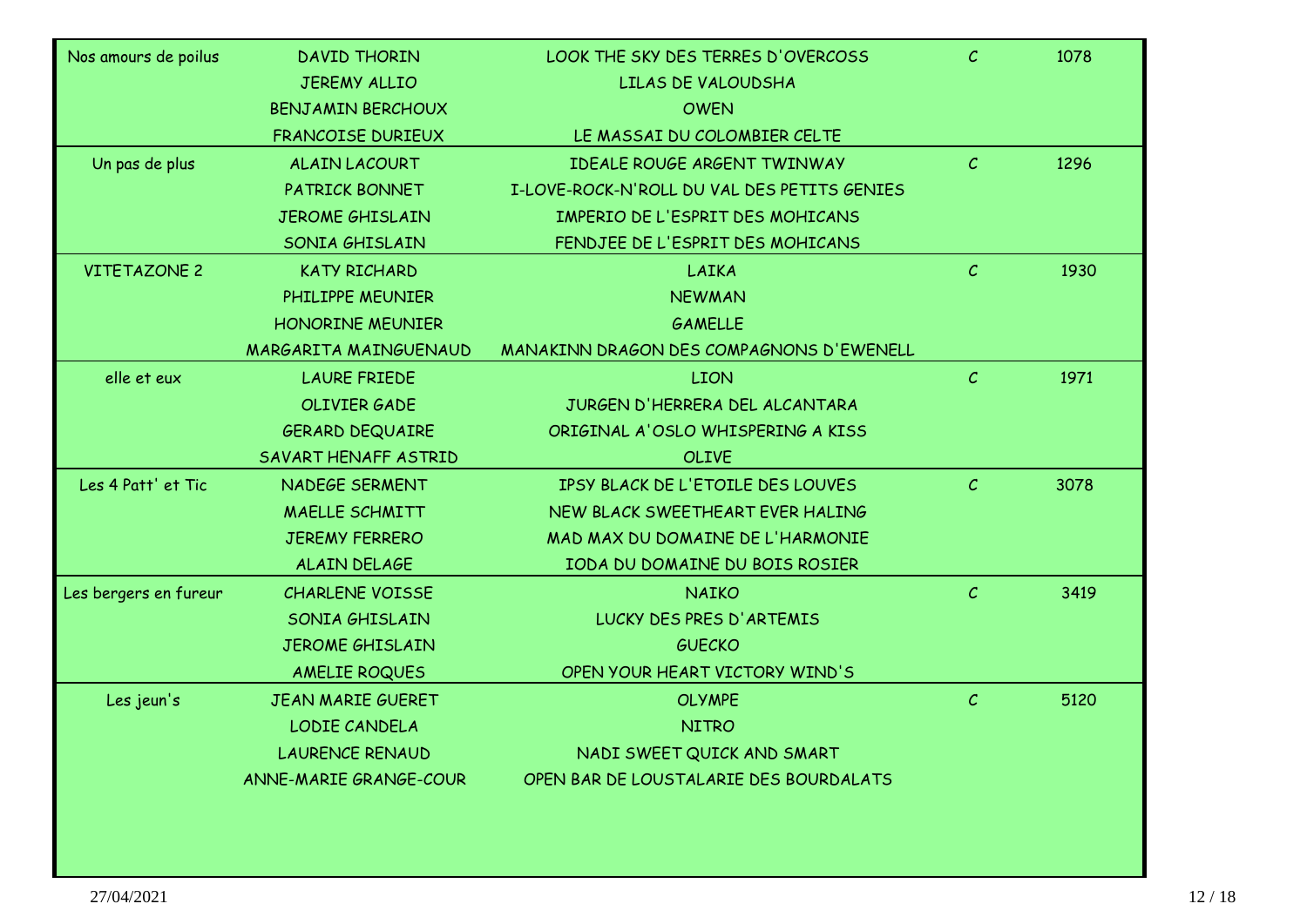| | | | | |
|---|---|---|---|---|
| Nos amours de poilus | DAVID THORIN | LOOK THE SKY DES TERRES D'OVERCOSS | C | 1078 |
| | JEREMY ALLIO | LILAS DE VALOUDSHA | | |
| | BENJAMIN BERCHOUX | OWEN | | |
| | FRANCOISE DURIEUX | LE MASSAI DU COLOMBIER CELTE | | |
| Un pas de plus | ALAIN LACOURT | IDEALE ROUGE ARGENT TWINWAY | C | 1296 |
| | PATRICK BONNET | I-LOVE-ROCK-N'ROLL DU VAL DES PETITS GENIES | | |
| | JEROME GHISLAIN | IMPERIO DE L'ESPRIT DES MOHICANS | | |
| | SONIA GHISLAIN | FENDJEE DE L'ESPRIT DES MOHICANS | | |
| VITETAZONE 2 | KATY RICHARD | LAIKA | C | 1930 |
| | PHILIPPE MEUNIER | NEWMAN | | |
| | HONORINE MEUNIER | GAMELLE | | |
| | MARGARITA MAINGUENAUD | MANAKINN DRAGON DES COMPAGNONS D'EWENELL | | |
| elle et eux | LAURE FRIEDE | LION | C | 1971 |
| | OLIVIER GADE | JURGEN D'HERRERA DEL ALCANTARA | | |
| | GERARD DEQUAIRE | ORIGINAL A'OSLO WHISPERING A KISS | | |
| | SAVART HENAFF ASTRID | OLIVE | | |
| Les 4 Patt' et Tic | NADEGE SERMENT | IPSY BLACK DE L'ETOILE DES LOUVES | C | 3078 |
| | MAELLE SCHMITT | NEW BLACK SWEETHEART EVER HALING | | |
| | JEREMY FERRERO | MAD MAX DU DOMAINE DE L'HARMONIE | | |
| | ALAIN DELAGE | IODA DU DOMAINE DU BOIS ROSIER | | |
| Les bergers en fureur | CHARLENE VOISSE | NAIKO | C | 3419 |
| | SONIA GHISLAIN | LUCKY DES PRES D'ARTEMIS | | |
| | JEROME GHISLAIN | GUECKO | | |
| | AMELIE ROQUES | OPEN YOUR HEART VICTORY WIND'S | | |
| Les jeun's | JEAN MARIE GUERET | OLYMPE | C | 5120 |
| | LODIE CANDELA | NITRO | | |
| | LAURENCE RENAUD | NADI SWEET QUICK AND SMART | | |
| | ANNE-MARIE GRANGE-COUR | OPEN BAR DE LOUSTALARIE DES BOURDALATS | | |

27/04/2021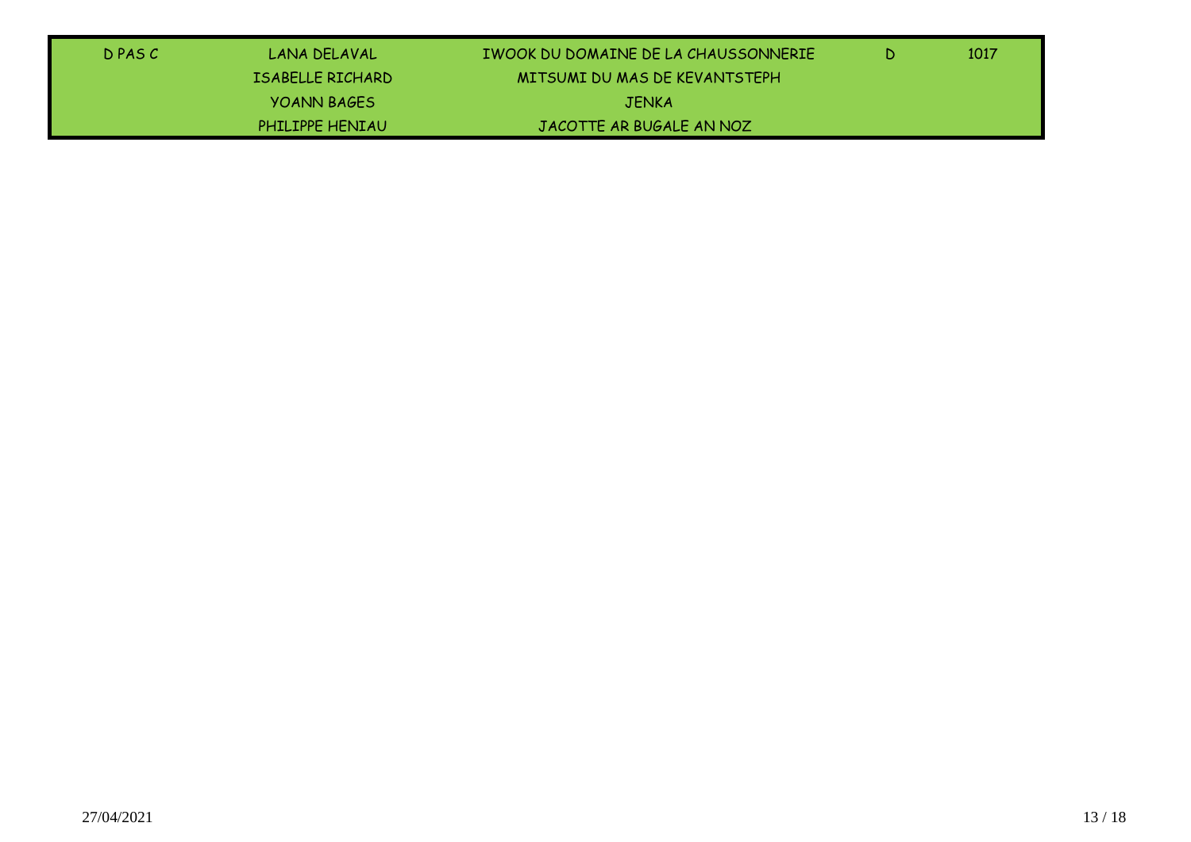| | | | | |
|---|---|---|---|---|
| D PAS C | LANA DELAVAL | IWOOK DU DOMAINE DE LA CHAUSSONNERIE | D | 1017 |
| | ISABELLE RICHARD | MITSUMI DU MAS DE KEVANTSTEPH | | |
| | YOANN BAGES | JENKA | | |
| | PHILIPPE HENIAU | JACOTTE AR BUGALE AN NOZ | | |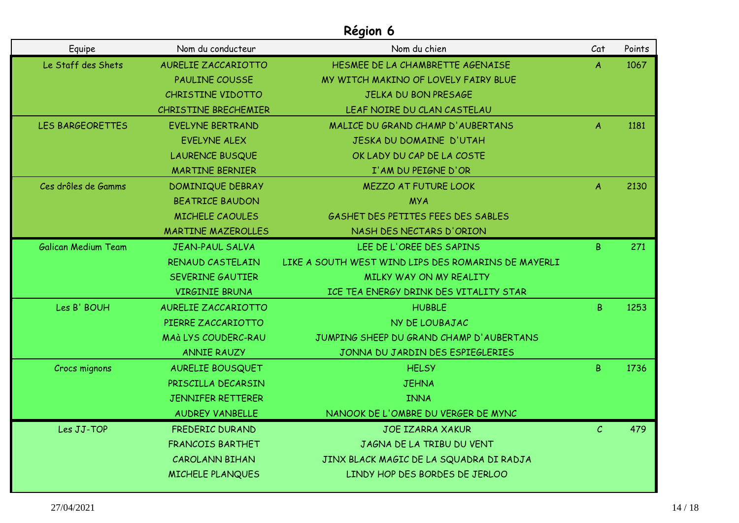# Région 6

| Equipe | Nom du conducteur | Nom du chien | Cat | Points |
|---|---|---|---|---|
| Le Staff des Shets | AURELIE ZACCARIOTTO | HESMEE DE LA CHAMBRETTE AGENAISE | A | 1067 |
| | PAULINE COUSSE | MY WITCH MAKINO OF LOVELY FAIRY BLUE | | |
| | CHRISTINE VIDOTTO | JELKA DU BON PRESAGE | | |
| | CHRISTINE BRECHEMIER | LEAF NOIRE DU CLAN CASTELAU | | |
| LES BARGEORETTES | EVELYNE BERTRAND | MALICE DU GRAND CHAMP D'AUBERTANS | A | 1181 |
| | EVELYNE ALEX | JESKA DU DOMAINE D'UTAH | | |
| | LAURENCE BUSQUE | OK LADY DU CAP DE LA COSTE | | |
| | MARTINE BERNIER | I'AM DU PEIGNE D'OR | | |
| Ces drôles de Gamms | DOMINIQUE DEBRAY | MEZZO AT FUTURE LOOK | A | 2130 |
| | BEATRICE BAUDON | MYA | | |
| | MICHELE CAOULES | GASHET DES PETITES FEES DES SABLES | | |
| | MARTINE MAZEROLLES | NASH DES NECTARS D'ORION | | |
| Galican Medium Team | JEAN-PAUL SALVA | LEE DE L'OREE DES SAPINS | B | 271 |
| | RENAUD CASTELAIN | LIKE A SOUTH WEST WIND LIPS DES ROMARINS DE MAYERLI | | |
| | SEVERINE GAUTIER | MILKY WAY ON MY REALITY | | |
| | VIRGINIE BRUNA | ICE TEA ENERGY DRINK DES VITALITY STAR | | |
| Les B' BOUH | AURELIE ZACCARIOTTO | HUBBLE | B | 1253 |
| | PIERRE ZACCARIOTTO | NY DE LOUBAJAC | | |
| | MAà LYS COUDERC-RAU | JUMPING SHEEP DU GRAND CHAMP D'AUBERTANS | | |
| | ANNIE RAUZY | JONNA DU JARDIN DES ESPIEGLERIES | | |
| Crocs mignons | AURELIE BOUSQUET | HELSY | B | 1736 |
| | PRISCILLA DECARSIN | JEHNA | | |
| | JENNIFER RETTERER | INNA | | |
| | AUDREY VANBELLE | NANOOK DE L'OMBRE DU VERGER DE MYNC | | |
| Les JJ-TOP | FREDERIC DURAND | JOE IZARRA XAKUR | C | 479 |
| | FRANCOIS BARTHET | JAGNA DE LA TRIBU DU VENT | | |
| | CAROLANN BIHAN | JINX BLACK MAGIC DE LA SQUADRA DI RADJA | | |
| | MICHELE PLANQUES | LINDY HOP DES BORDES DE JERLOO | | |

27/04/2021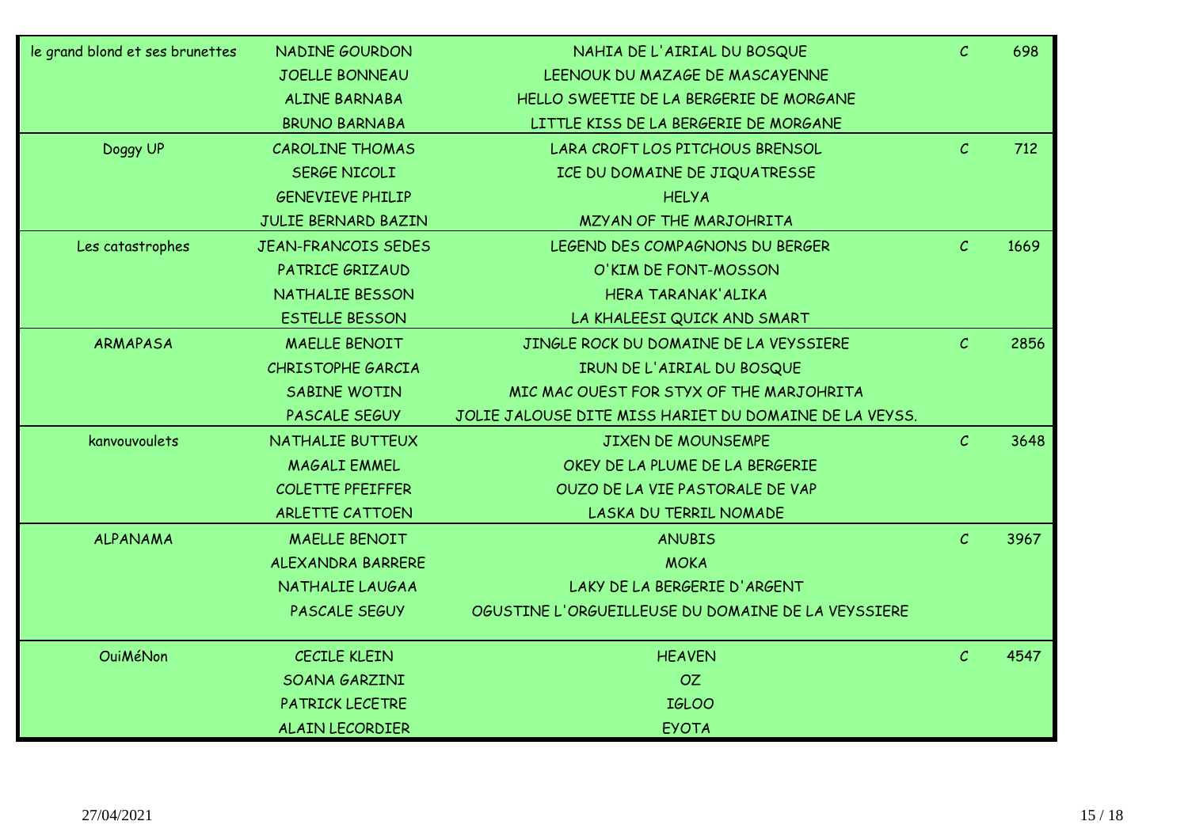| | | | | |
|---|---|---|---|---|
| le grand blond et ses brunettes | NADINE GOURDON | NAHIA DE L'AIRIAL DU BOSQUE | C | 698 |
| | JOELLE BONNEAU | LEENOUK DU MAZAGE DE MASCAYENNE | | |
| | ALINE BARNABA | HELLO SWEETIE DE LA BERGERIE DE MORGANE | | |
| | BRUNO BARNABA | LITTLE KISS DE LA BERGERIE DE MORGANE | | |
| Doggy UP | CAROLINE THOMAS | LARA CROFT LOS PITCHOUS BRENSOL | C | 712 |
| | SERGE NICOLI | ICE DU DOMAINE DE JIQUATRESSE | | |
| | GENEVIEVE PHILIP | HELYA | | |
| | JULIE BERNARD BAZIN | MZYAN OF THE MARJOHRITA | | |
| Les catastrophes | JEAN-FRANCOIS SEDES | LEGEND DES COMPAGNONS DU BERGER | C | 1669 |
| | PATRICE GRIZAUD | O'KIM DE FONT-MOSSON | | |
| | NATHALIE BESSON | HERA TARANAK'ALIKA | | |
| | ESTELLE BESSON | LA KHALEESI QUICK AND SMART | | |
| ARMAPASA | MAELLE BENOIT | JINGLE ROCK DU DOMAINE DE LA VEYSSIERE | C | 2856 |
| | CHRISTOPHE GARCIA | IRUN DE L'AIRIAL DU BOSQUE | | |
| | SABINE WOTIN | MIC MAC OUEST FOR STYX OF THE MARJOHRITA | | |
| | PASCALE SEGUY | JOLIE JALOUSE DITE MISS HARIET DU DOMAINE DE LA VEYSS. | | |
| kanvouvoulets | NATHALIE BUTTEUX | JIXEN DE MOUNSEMPE | C | 3648 |
| | MAGALI EMMEL | OKEY DE LA PLUME DE LA BERGERIE | | |
| | COLETTE PFEIFFER | OUZO DE LA VIE PASTORALE DE VAP | | |
| | ARLETTE CATTOEN | LASKA DU TERRIL NOMADE | | |
| ALPANAMA | MAELLE BENOIT | ANUBIS | C | 3967 |
| | ALEXANDRA BARRERE | MOKA | | |
| | NATHALIE LAUGAA | LAKY DE LA BERGERIE D'ARGENT | | |
| | PASCALE SEGUY | OGUSTINE L'ORGUEILLEUSE DU DOMAINE DE LA VEYSSIERE | | |
| OuiMéNon | CECILE KLEIN | HEAVEN | C | 4547 |
| | SOANA GARZINI | OZ | | |
| | PATRICK LECETRE | IGLOO | | |
| | ALAIN LECORDIER | EYOTA | | |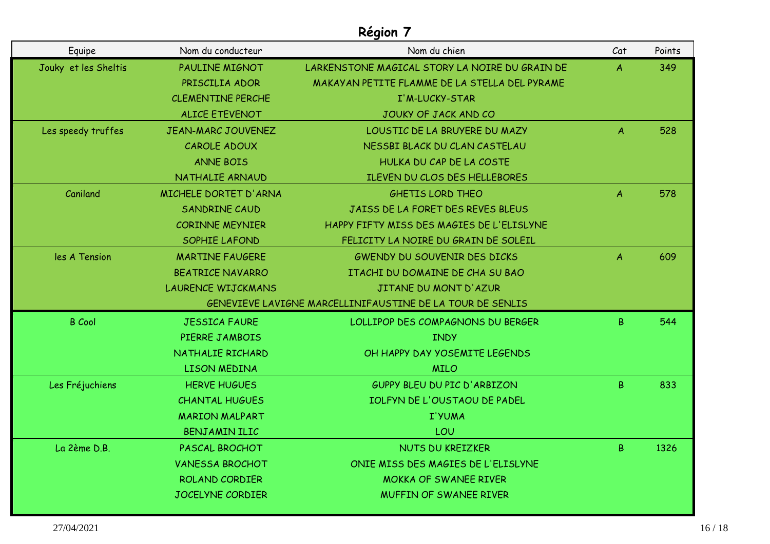## Région 7

| Equipe | Nom du conducteur | Nom du chien | Cat | Points |
|---|---|---|---|---|
| Jouky et les Sheltis | PAULINE MIGNOT | LARKENSTONE MAGICAL STORY LA NOIRE DU GRAIN DE | A | 349 |
| | PRISCILIA ADOR | MAKAYAN PETITE FLAMME DE LA STELLA DEL PYRAME | | |
| | CLEMENTINE PERCHE | I'M-LUCKY-STAR | | |
| | ALICE ETEVENOT | JOUKY OF JACK AND CO | | |
| Les speedy truffes | JEAN-MARC JOUVENEZ | LOUSTIC DE LA BRUYERE DU MAZY | A | 528 |
| | CAROLE ADOUX | NESSBI BLACK DU CLAN CASTELAU | | |
| | ANNE BOIS | HULKA DU CAP DE LA COSTE | | |
| | NATHALIE ARNAUD | ILEVEN DU CLOS DES HELLEBORES | | |
| Caniland | MICHELE DORTET D'ARNA | GHETIS LORD THEO | A | 578 |
| | SANDRINE CAUD | JAISS DE LA FORET DES REVES BLEUS | | |
| | CORINNE MEYNIER | HAPPY FIFTY MISS DES MAGIES DE L'ELISLYNE | | |
| | SOPHIE LAFOND | FELICITY LA NOIRE DU GRAIN DE SOLEIL | | |
| les A Tension | MARTINE FAUGERE | GWENDY DU SOUVENIR DES DICKS | A | 609 |
| | BEATRICE NAVARRO | ITACHI DU DOMAINE DE CHA SU BAO | | |
| | LAURENCE WIJCKMANS | JITANE DU MONT D'AZUR | | |
| | GENEVIEVE LAVIGNE MARCELLINI | FAUSTINE DE LA TOUR DE SENLIS | | |
| B Cool | JESSICA FAURE | LOLLIPOP DES COMPAGNONS DU BERGER | B | 544 |
| | PIERRE JAMBOIS | INDY | | |
| | NATHALIE RICHARD | OH HAPPY DAY YOSEMITE LEGENDS | | |
| | LISON MEDINA | MILO | | |
| Les Fréjuchiens | HERVE HUGUES | GUPPY BLEU DU PIC D'ARBIZON | B | 833 |
| | CHANTAL HUGUES | IOLFYN DE L'OUSTAOU DE PADEL | | |
| | MARION MALPART | I'YUMA | | |
| | BENJAMIN ILIC | LOU | | |
| La 2ème D.B. | PASCAL BROCHOT | NUTS DU KREIZKER | B | 1326 |
| | VANESSA BROCHOT | ONIE MISS DES MAGIES DE L'ELISLYNE | | |
| | ROLAND CORDIER | MOKKA OF SWANEE RIVER | | |
| | JOCELYNE CORDIER | MUFFIN OF SWANEE RIVER | | |

27/04/2021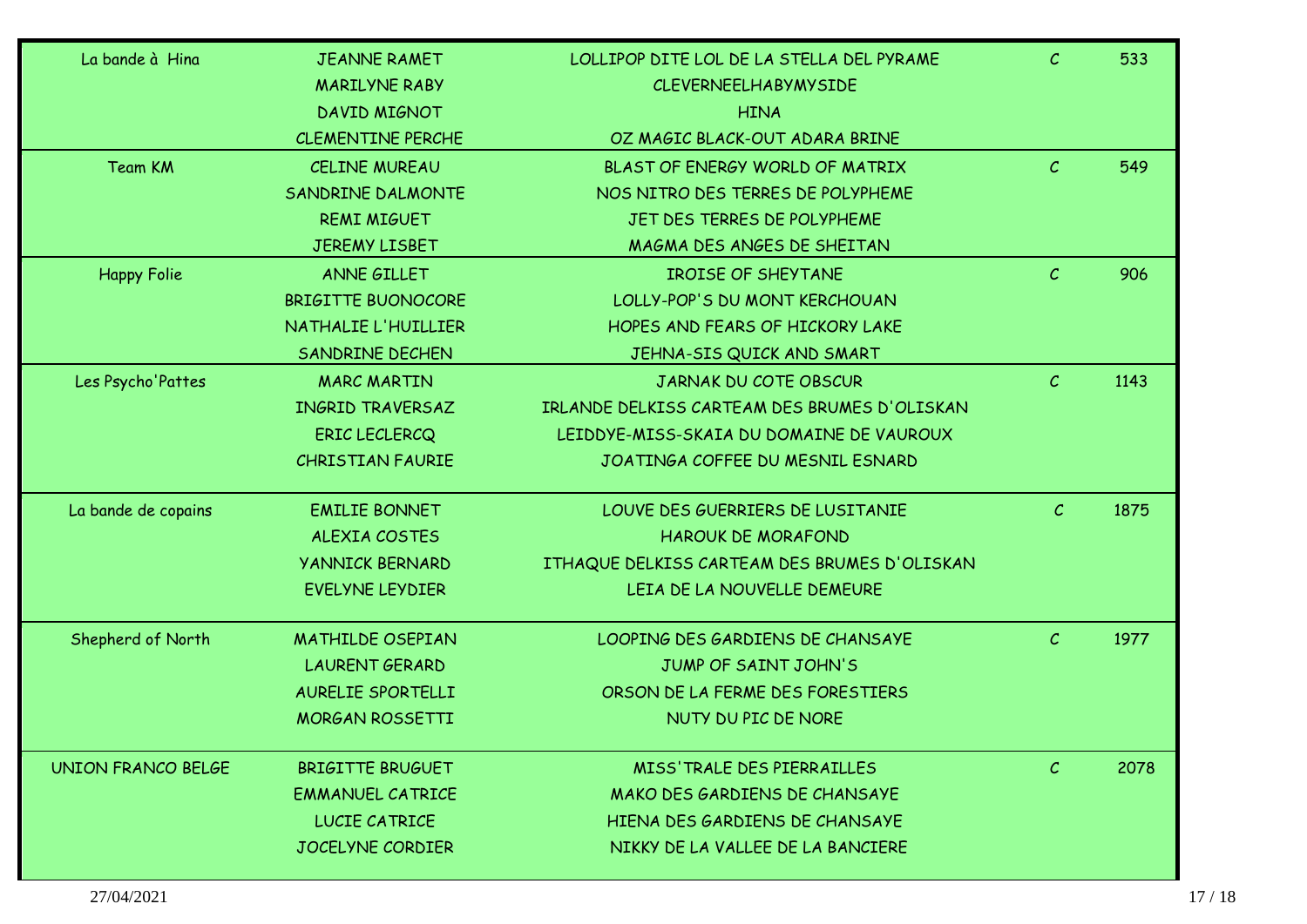| | | | | |
|---|---|---|---|---|
| La bande à Hina | JEANNE RAMET | LOLLIPOP DITE LOL DE LA STELLA DEL PYRAME | C | 533 |
| | MARILYNE RABY | CLEVERNEELHABYMYSIDE | | |
| | DAVID MIGNOT | HINA | | |
| | CLEMENTINE PERCHE | OZ MAGIC BLACK-OUT ADARA BRINE | | |
| Team KM | CELINE MUREAU | BLAST OF ENERGY WORLD OF MATRIX | C | 549 |
| | SANDRINE DALMONTE | NOS NITRO DES TERRES DE POLYPHEME | | |
| | REMI MIGUET | JET DES TERRES DE POLYPHEME | | |
| | JEREMY LISBET | MAGMA DES ANGES DE SHEITAN | | |
| Happy Folie | ANNE GILLET | IROISE OF SHEYTANE | C | 906 |
| | BRIGITTE BUONOCORE | LOLLY-POP'S DU MONT KERCHOUAN | | |
| | NATHALIE L'HUILLIER | HOPES AND FEARS OF HICKORY LAKE | | |
| | SANDRINE DECHEN | JEHNA-SIS QUICK AND SMART | | |
| Les Psycho'Pattes | MARC MARTIN | JARNAK DU COTE OBSCUR | C | 1143 |
| | INGRID TRAVERSAZ | IRLANDE DELKISS CARTEAM DES BRUMES D'OLISKAN | | |
| | ERIC LECLERCQ | LEIDDYE-MISS-SKAIA DU DOMAINE DE VAUROUX | | |
| | CHRISTIAN FAURIE | JOATINGA COFFEE DU MESNIL ESNARD | | |
| La bande de copains | EMILIE BONNET | LOUVE DES GUERRIERS DE LUSITANIE | C | 1875 |
| | ALEXIA COSTES | HAROUK DE MORAFOND | | |
| | YANNICK BERNARD | ITHAQUE DELKISS CARTEAM DES BRUMES D'OLISKAN | | |
| | EVELYNE LEYDIER | LEIA DE LA NOUVELLE DEMEURE | | |
| Shepherd of North | MATHILDE OSEPIAN | LOOPING DES GARDIENS DE CHANSAYE | C | 1977 |
| | LAURENT GERARD | JUMP OF SAINT JOHN'S | | |
| | AURELIE SPORTELLI | ORSON DE LA FERME DES FORESTIERS | | |
| | MORGAN ROSSETTI | NUTY DU PIC DE NORE | | |
| UNION FRANCO BELGE | BRIGITTE BRUGUET | MISS'TRALE DES PIERRAILLES | C | 2078 |
| | EMMANUEL CATRICE | MAKO DES GARDIENS DE CHANSAYE | | |
| | LUCIE CATRICE | HIENA DES GARDIENS DE CHANSAYE | | |
| | JOCELYNE CORDIER | NIKKY DE LA VALLEE DE LA BANCIERE | | |

27/04/2021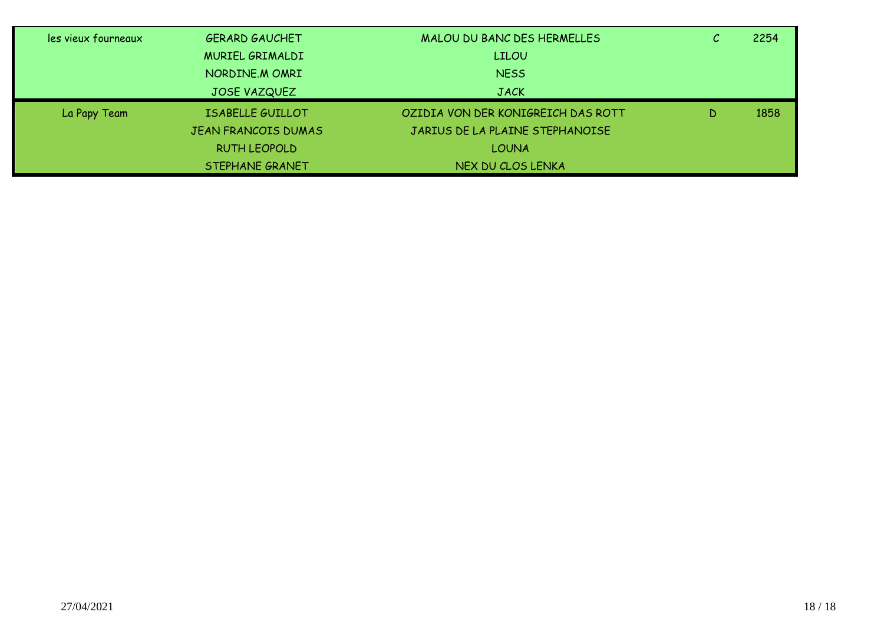| | | | | |
|---|---|---|---|---|
| les vieux fourneaux | GERARD GAUCHET | MALOU DU BANC DES HERMELLES | C | 2254 |
| | MURIEL GRIMALDI | LILOU | | |
| | NORDINE.M OMRI | NESS | | |
| | JOSE VAZQUEZ | JACK | | |
| La Papy Team | ISABELLE GUILLOT | OZIDIA VON DER KONIGREICH DAS ROTT | D | 1858 |
| | JEAN FRANCOIS DUMAS | JARIUS DE LA PLAINE STEPHANOISE | | |
| | RUTH LEOPOLD | LOUNA | | |
| | STEPHANE GRANET | NEX DU CLOS LENKA | | |

27/04/2021